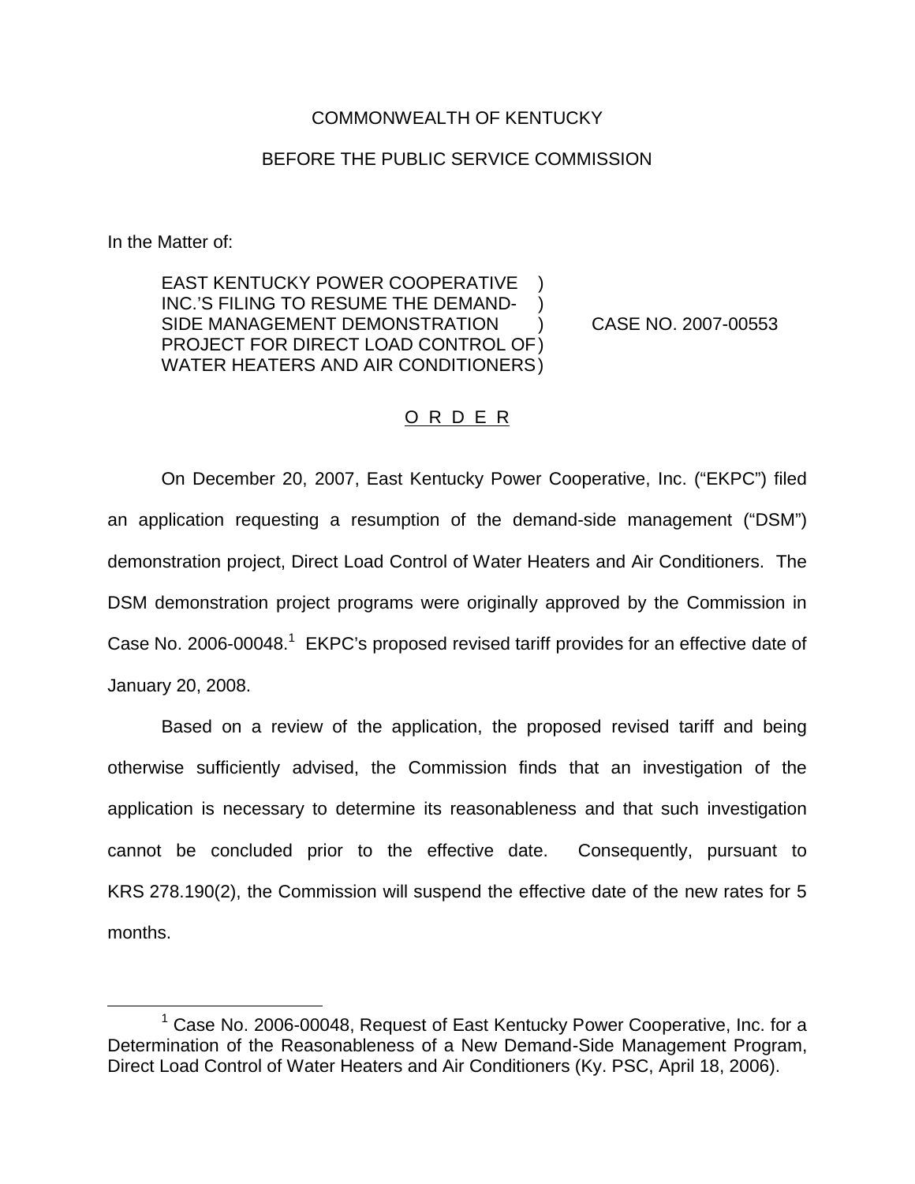COMMONWEALTH OF KENTUCKY

BEFORE THE PUBLIC SERVICE COMMISSION

In the Matter of:

EAST KENTUCKY POWER COOPERATIVE INC.'S FILING TO RESUME THE DEMAND-SIDE MANAGEMENT DEMONSTRATION PROJECT FOR DIRECT LOAD CONTROL OF WATER HEATERS AND AIR CONDITIONERS ) CASE NO. 2007-00553

O R D E R

On December 20, 2007, East Kentucky Power Cooperative, Inc. ("EKPC") filed an application requesting a resumption of the demand-side management ("DSM") demonstration project, Direct Load Control of Water Heaters and Air Conditioners. The DSM demonstration project programs were originally approved by the Commission in Case No. 2006-00048.[1] EKPC's proposed revised tariff provides for an effective date of January 20, 2008.

Based on a review of the application, the proposed revised tariff and being otherwise sufficiently advised, the Commission finds that an investigation of the application is necessary to determine its reasonableness and that such investigation cannot be concluded prior to the effective date. Consequently, pursuant to KRS 278.190(2), the Commission will suspend the effective date of the new rates for 5 months.

[1] Case No. 2006-00048, Request of East Kentucky Power Cooperative, Inc. for a Determination of the Reasonableness of a New Demand-Side Management Program, Direct Load Control of Water Heaters and Air Conditioners (Ky. PSC, April 18, 2006).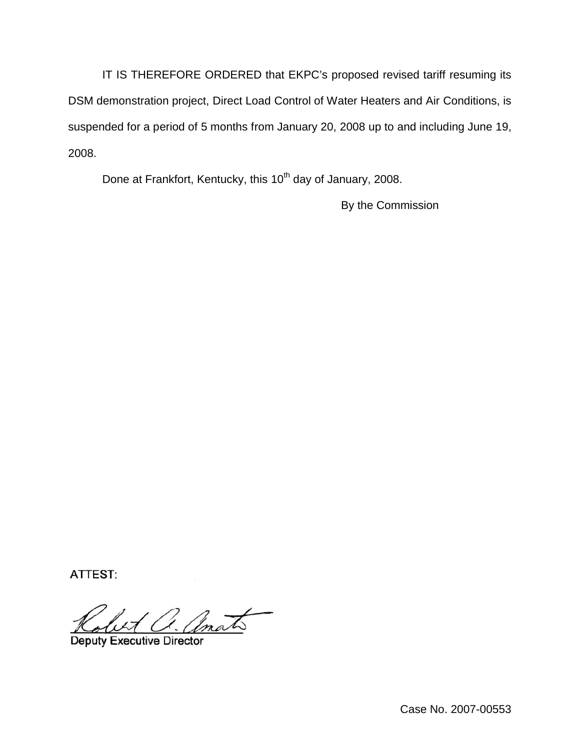IT IS THEREFORE ORDERED that EKPC's proposed revised tariff resuming its DSM demonstration project, Direct Load Control of Water Heaters and Air Conditions, is suspended for a period of 5 months from January 20, 2008 up to and including June 19, 2008.

Done at Frankfort, Kentucky, this 10th day of January, 2008.

By the Commission

ATTEST:

Deputy Executive Director

Case No. 2007-00553